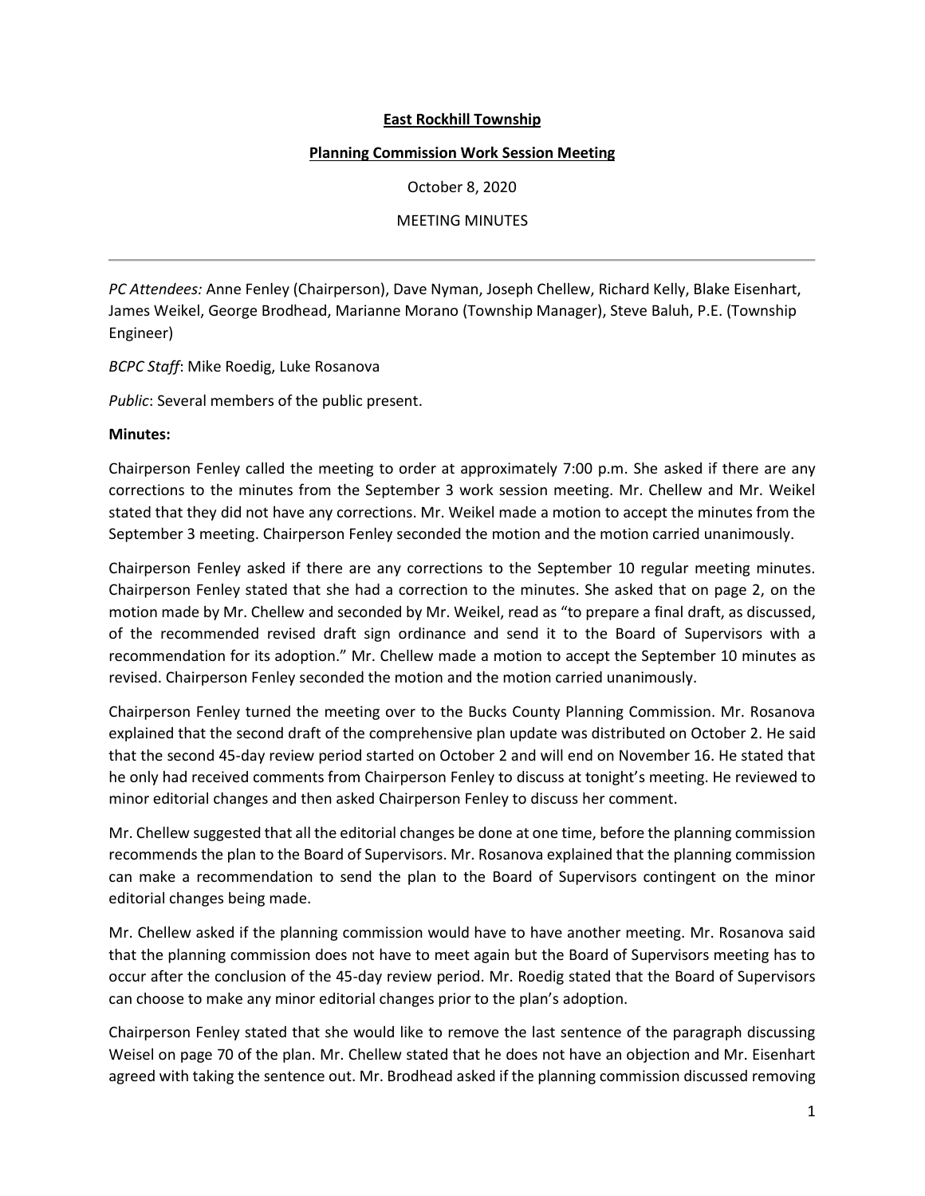**East Rockhill Township**

**Planning Commission Work Session Meeting**

October 8, 2020

MEETING MINUTES

---

*PC Attendees:* Anne Fenley (Chairperson), Dave Nyman, Joseph Chellew, Richard Kelly, Blake Eisenhart, James Weikel, George Brodhead, Marianne Morano (Township Manager), Steve Baluh, P.E. (Township Engineer)

*BCPC Staff*: Mike Roedig, Luke Rosanova

*Public*: Several members of the public present.

**Minutes:**

Chairperson Fenley called the meeting to order at approximately 7:00 p.m. She asked if there are any corrections to the minutes from the September 3 work session meeting. Mr. Chellew and Mr. Weikel stated that they did not have any corrections. Mr. Weikel made a motion to accept the minutes from the September 3 meeting. Chairperson Fenley seconded the motion and the motion carried unanimously.

Chairperson Fenley asked if there are any corrections to the September 10 regular meeting minutes. Chairperson Fenley stated that she had a correction to the minutes. She asked that on page 2, on the motion made by Mr. Chellew and seconded by Mr. Weikel, read as "to prepare a final draft, as discussed, of the recommended revised draft sign ordinance and send it to the Board of Supervisors with a recommendation for its adoption." Mr. Chellew made a motion to accept the September 10 minutes as revised. Chairperson Fenley seconded the motion and the motion carried unanimously.

Chairperson Fenley turned the meeting over to the Bucks County Planning Commission. Mr. Rosanova explained that the second draft of the comprehensive plan update was distributed on October 2. He said that the second 45-day review period started on October 2 and will end on November 16. He stated that he only had received comments from Chairperson Fenley to discuss at tonight's meeting. He reviewed to minor editorial changes and then asked Chairperson Fenley to discuss her comment.

Mr. Chellew suggested that all the editorial changes be done at one time, before the planning commission recommends the plan to the Board of Supervisors. Mr. Rosanova explained that the planning commission can make a recommendation to send the plan to the Board of Supervisors contingent on the minor editorial changes being made.

Mr. Chellew asked if the planning commission would have to have another meeting. Mr. Rosanova said that the planning commission does not have to meet again but the Board of Supervisors meeting has to occur after the conclusion of the 45-day review period. Mr. Roedig stated that the Board of Supervisors can choose to make any minor editorial changes prior to the plan's adoption.

Chairperson Fenley stated that she would like to remove the last sentence of the paragraph discussing Weisel on page 70 of the plan. Mr. Chellew stated that he does not have an objection and Mr. Eisenhart agreed with taking the sentence out. Mr. Brodhead asked if the planning commission discussed removing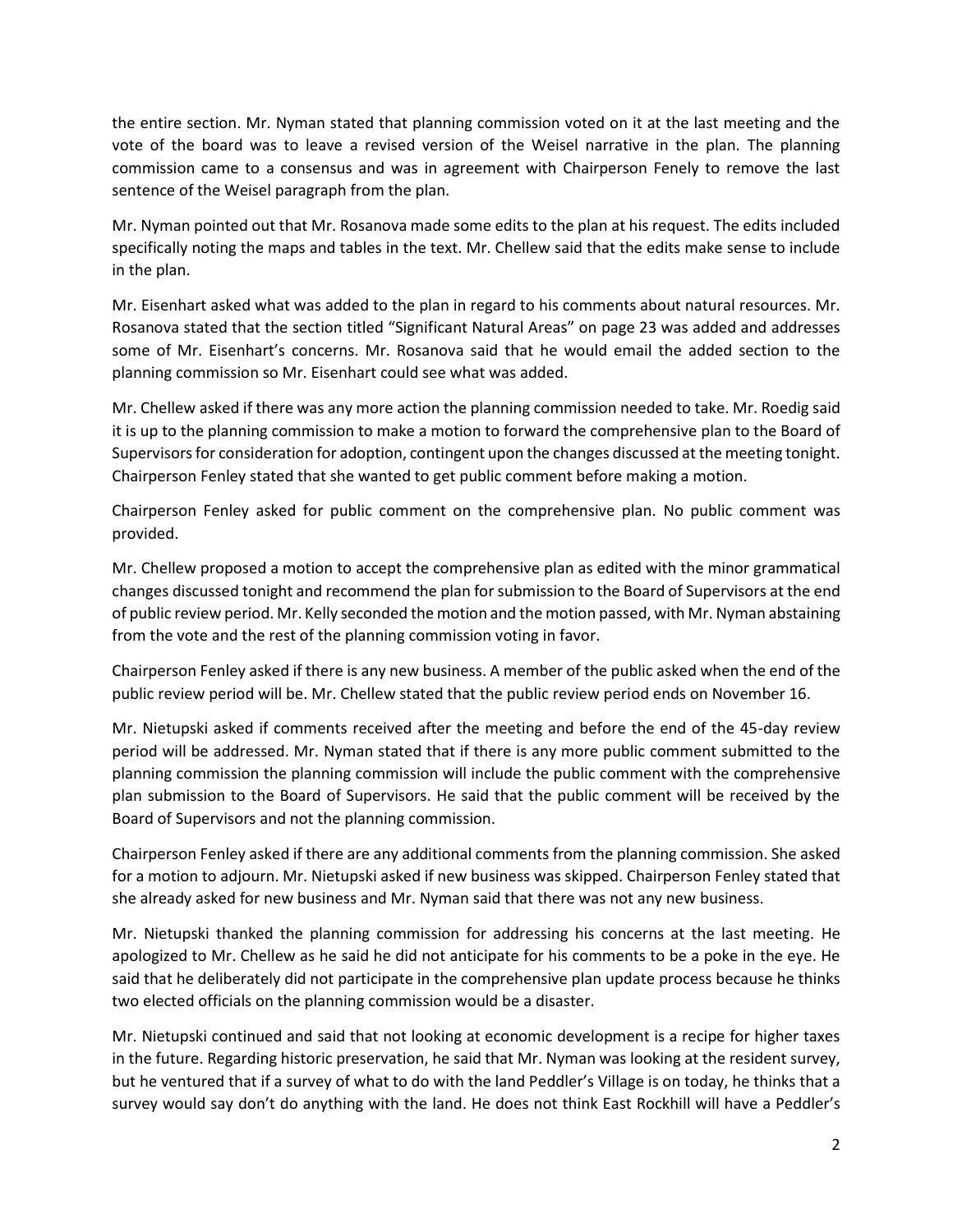the entire section. Mr. Nyman stated that planning commission voted on it at the last meeting and the vote of the board was to leave a revised version of the Weisel narrative in the plan. The planning commission came to a consensus and was in agreement with Chairperson Fenely to remove the last sentence of the Weisel paragraph from the plan.

Mr. Nyman pointed out that Mr. Rosanova made some edits to the plan at his request. The edits included specifically noting the maps and tables in the text. Mr. Chellew said that the edits make sense to include in the plan.

Mr. Eisenhart asked what was added to the plan in regard to his comments about natural resources. Mr. Rosanova stated that the section titled "Significant Natural Areas" on page 23 was added and addresses some of Mr. Eisenhart's concerns. Mr. Rosanova said that he would email the added section to the planning commission so Mr. Eisenhart could see what was added.

Mr. Chellew asked if there was any more action the planning commission needed to take. Mr. Roedig said it is up to the planning commission to make a motion to forward the comprehensive plan to the Board of Supervisors for consideration for adoption, contingent upon the changes discussed at the meeting tonight. Chairperson Fenley stated that she wanted to get public comment before making a motion.

Chairperson Fenley asked for public comment on the comprehensive plan. No public comment was provided.

Mr. Chellew proposed a motion to accept the comprehensive plan as edited with the minor grammatical changes discussed tonight and recommend the plan for submission to the Board of Supervisors at the end of public review period. Mr. Kelly seconded the motion and the motion passed, with Mr. Nyman abstaining from the vote and the rest of the planning commission voting in favor.

Chairperson Fenley asked if there is any new business. A member of the public asked when the end of the public review period will be. Mr. Chellew stated that the public review period ends on November 16.

Mr. Nietupski asked if comments received after the meeting and before the end of the 45-day review period will be addressed. Mr. Nyman stated that if there is any more public comment submitted to the planning commission the planning commission will include the public comment with the comprehensive plan submission to the Board of Supervisors. He said that the public comment will be received by the Board of Supervisors and not the planning commission.

Chairperson Fenley asked if there are any additional comments from the planning commission. She asked for a motion to adjourn. Mr. Nietupski asked if new business was skipped. Chairperson Fenley stated that she already asked for new business and Mr. Nyman said that there was not any new business.

Mr. Nietupski thanked the planning commission for addressing his concerns at the last meeting. He apologized to Mr. Chellew as he said he did not anticipate for his comments to be a poke in the eye. He said that he deliberately did not participate in the comprehensive plan update process because he thinks two elected officials on the planning commission would be a disaster.

Mr. Nietupski continued and said that not looking at economic development is a recipe for higher taxes in the future. Regarding historic preservation, he said that Mr. Nyman was looking at the resident survey, but he ventured that if a survey of what to do with the land Peddler's Village is on today, he thinks that a survey would say don't do anything with the land. He does not think East Rockhill will have a Peddler's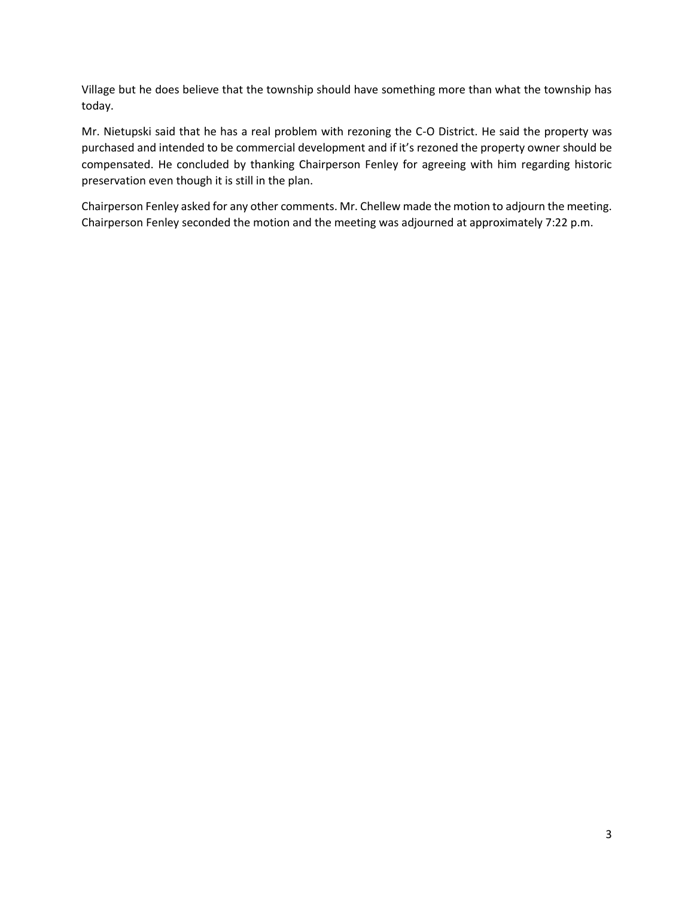Village but he does believe that the township should have something more than what the township has today.

Mr. Nietupski said that he has a real problem with rezoning the C-O District. He said the property was purchased and intended to be commercial development and if it's rezoned the property owner should be compensated. He concluded by thanking Chairperson Fenley for agreeing with him regarding historic preservation even though it is still in the plan.

Chairperson Fenley asked for any other comments. Mr. Chellew made the motion to adjourn the meeting. Chairperson Fenley seconded the motion and the meeting was adjourned at approximately 7:22 p.m.